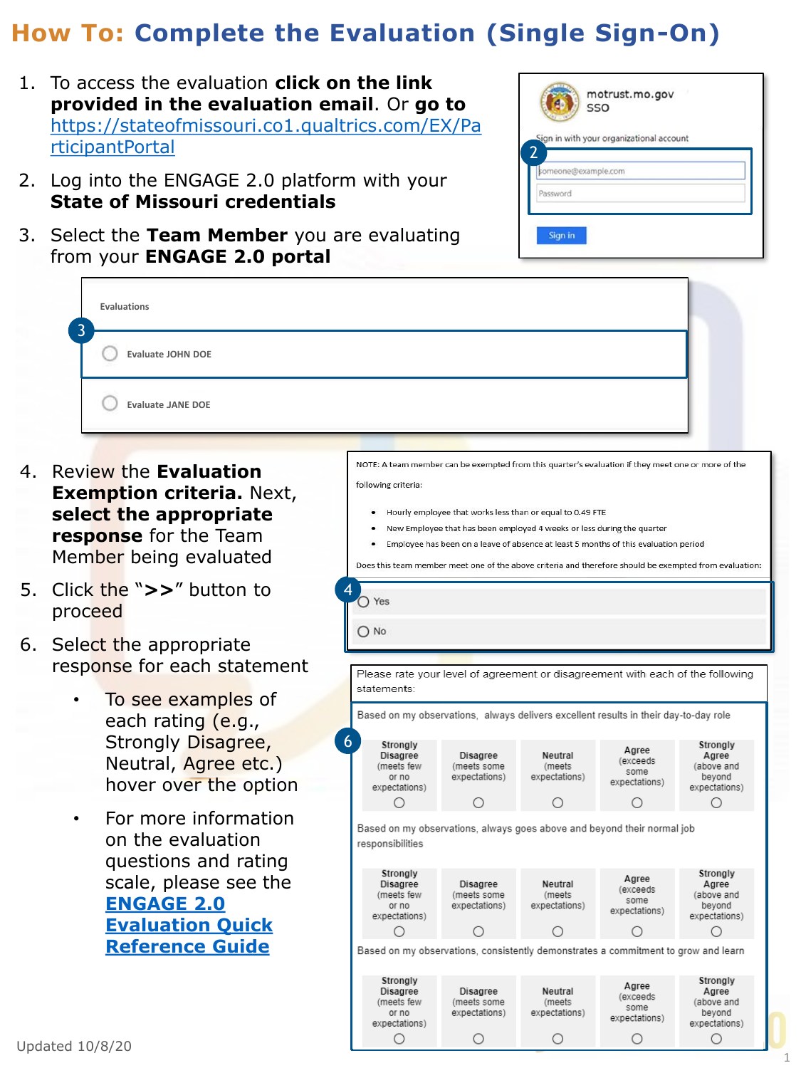# How To: Complete the Evaluation (Single Sign-On)

1. To access the evaluation **click on the link provided in the evaluation email**. Or **go to** https://stateofmissouri.co1.qualtrics.com/EX/ParticipantPortal
2. Log into the ENGAGE 2.0 platform with your **State of Missouri credentials**
3. Select the **Team Member** you are evaluating from your **ENGAGE 2.0 portal**

motrust.mo.gov SSO

Sign in with your organizational account

someone@example.com

Password

Sign in

Evaluations

Evaluate JOHN DOE

Evaluate JANE DOE

4. Review the **Evaluation Exemption criteria.** Next, **select the appropriate response** for the Team Member being evaluated
5. Click the "**>>**" button to proceed
6. Select the appropriate response for each statement
   - To see examples of each rating (e.g., Strongly Disagree, Neutral, Agree etc.) hover over the option
   - For more information on the evaluation questions and rating scale, please see the **ENGAGE 2.0 Evaluation Quick Reference Guide**

NOTE: A team member can be exempted from this quarter's evaluation if they meet one or more of the following criteria:

- Hourly employee that works less than or equal to 0.49 FTE
- New Employee that has been employed 4 weeks or less during the quarter
- Employee has been on a leave of absence at least 5 months of this evaluation period

Does this team member meet one of the above criteria and therefore should be exempted from evaluation:

- Yes
- No

Please rate your level of agreement or disagreement with each of the following statements:

Based on my observations, always delivers excellent results in their day-to-day role

| Strongly Disagree (meets few or no expectations) | Disagree (meets some expectations) | Neutral (meets expectations) | Agree (exceeds some expectations) | Strongly Agree (above and beyond expectations) |
|---|---|---|---|---|
| ○ | ○ | ○ | ○ | ○ |

Based on my observations, always goes above and beyond their normal job responsibilities

| Strongly Disagree (meets few or no expectations) | Disagree (meets some expectations) | Neutral (meets expectations) | Agree (exceeds some expectations) | Strongly Agree (above and beyond expectations) |
|---|---|---|---|---|
| ○ | ○ | ○ | ○ | ○ |

Based on my observations, consistently demonstrates a commitment to grow and learn

| Strongly Disagree (meets few or no expectations) | Disagree (meets some expectations) | Neutral (meets expectations) | Agree (exceeds some expectations) | Strongly Agree (above and beyond expectations) |
|---|---|---|---|---|
| ○ | ○ | ○ | ○ | ○ |

Updated 10/8/20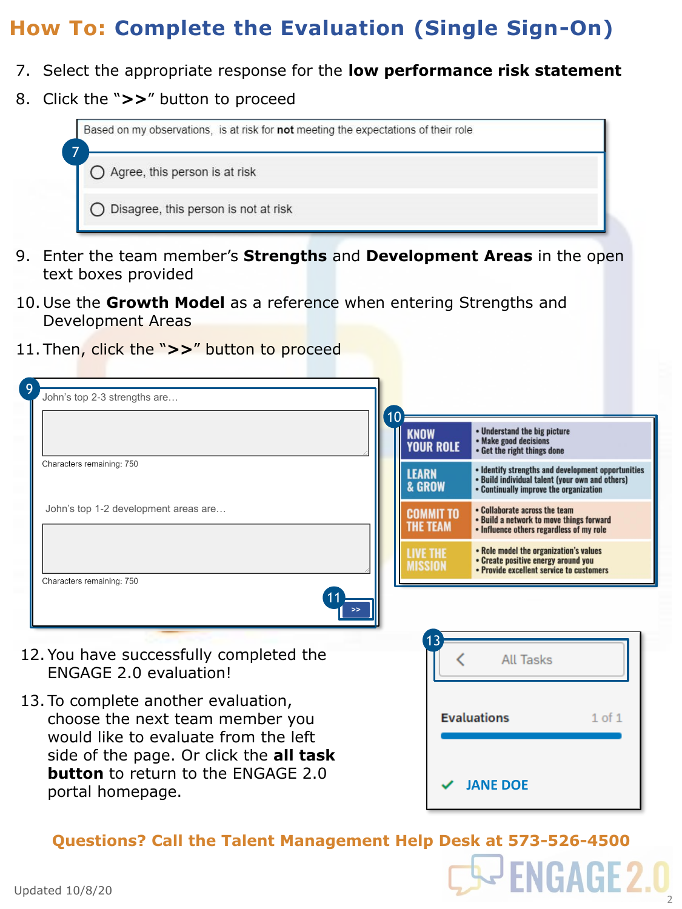# How To: Complete the Evaluation (Single Sign-On)

7. Select the appropriate response for the **low performance risk statement**
8. Click the "**>>**" button to proceed

Based on my observations, is at risk for **not** meeting the expectations of their role

7

○ Agree, this person is at risk

○ Disagree, this person is not at risk

9. Enter the team member's **Strengths** and **Development Areas** in the open text boxes provided
10. Use the **Growth Model** as a reference when entering Strengths and Development Areas
11. Then, click the "**>>**" button to proceed

9

John's top 2-3 strengths are…

Characters remaining: 750

John's top 1-2 development areas are…

Characters remaining: 750

11 >>

10

| | |
|---|---|
| KNOW YOUR ROLE | • Understand the big picture<br>• Make good decisions<br>• Get the right things done |
| LEARN & GROW | • Identify strengths and development opportunities<br>• Build individual talent (your own and others)<br>• Continually improve the organization |
| COMMIT TO THE TEAM | • Collaborate across the team<br>• Build a network to move things forward<br>• Influence others regardless of my role |
| LIVE THE MISSION | • Role model the organization's values<br>• Create positive energy around you<br>• Provide excellent service to customers |

12. You have successfully completed the ENGAGE 2.0 evaluation!
13. To complete another evaluation, choose the next team member you would like to evaluate from the left side of the page. Or click the **all task button** to return to the ENGAGE 2.0 portal homepage.

13

< All Tasks

Evaluations 1 of 1

✓ JANE DOE

**Questions? Call the Talent Management Help Desk at 573-526-4500**

Updated 10/8/20

ENGAGE 2.0